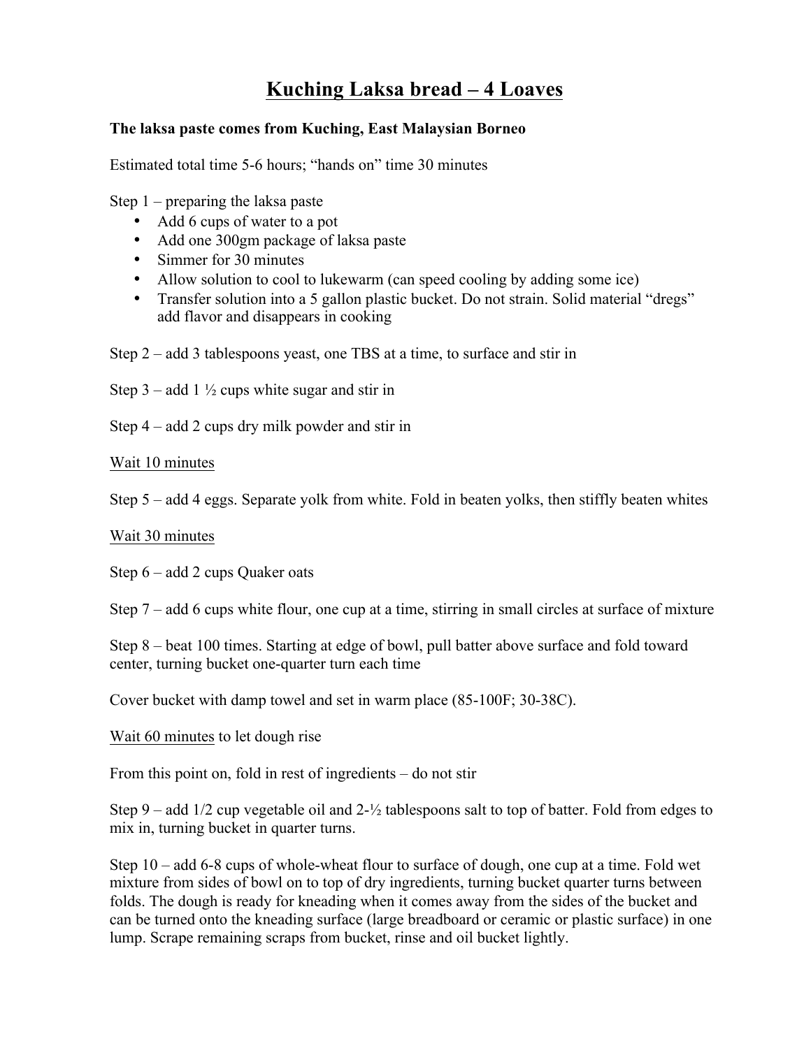# Kuching Laksa bread – 4 Loaves

**The laksa paste comes from Kuching, East Malaysian Borneo**

Estimated total time 5-6 hours; "hands on" time 30 minutes

Step 1 – preparing the laksa paste

- Add 6 cups of water to a pot
- Add one 300gm package of laksa paste
- Simmer for 30 minutes
- Allow solution to cool to lukewarm (can speed cooling by adding some ice)
- Transfer solution into a 5 gallon plastic bucket. Do not strain. Solid material "dregs" add flavor and disappears in cooking

Step 2 – add 3 tablespoons yeast, one TBS at a time, to surface and stir in

Step 3 – add 1 ½ cups white sugar and stir in

Step 4 – add 2 cups dry milk powder and stir in

<u>Wait 10 minutes</u>

Step 5 – add 4 eggs. Separate yolk from white. Fold in beaten yolks, then stiffly beaten whites

<u>Wait 30 minutes</u>

Step 6 – add 2 cups Quaker oats

Step 7 – add 6 cups white flour, one cup at a time, stirring in small circles at surface of mixture

Step 8 – beat 100 times. Starting at edge of bowl, pull batter above surface and fold toward center, turning bucket one-quarter turn each time

Cover bucket with damp towel and set in warm place (85-100F; 30-38C).

<u>Wait 60 minutes</u> to let dough rise

From this point on, fold in rest of ingredients – do not stir

Step 9 – add 1/2 cup vegetable oil and 2-½ tablespoons salt to top of batter. Fold from edges to mix in, turning bucket in quarter turns.

Step 10 – add 6-8 cups of whole-wheat flour to surface of dough, one cup at a time. Fold wet mixture from sides of bowl on to top of dry ingredients, turning bucket quarter turns between folds. The dough is ready for kneading when it comes away from the sides of the bucket and can be turned onto the kneading surface (large breadboard or ceramic or plastic surface) in one lump. Scrape remaining scraps from bucket, rinse and oil bucket lightly.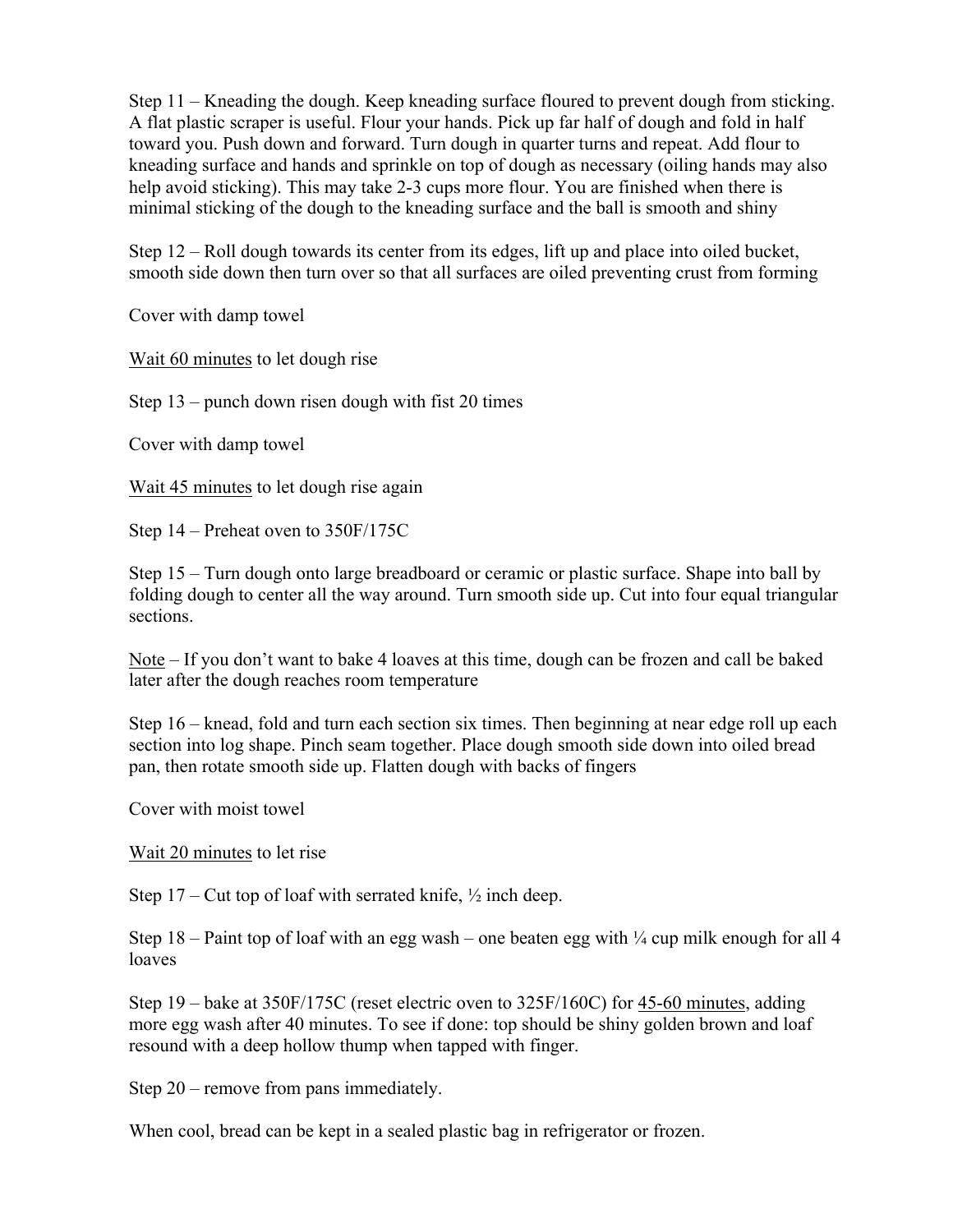Step 11 – Kneading the dough. Keep kneading surface floured to prevent dough from sticking. A flat plastic scraper is useful. Flour your hands. Pick up far half of dough and fold in half toward you. Push down and forward. Turn dough in quarter turns and repeat. Add flour to kneading surface and hands and sprinkle on top of dough as necessary (oiling hands may also help avoid sticking). This may take 2-3 cups more flour. You are finished when there is minimal sticking of the dough to the kneading surface and the ball is smooth and shiny

Step 12 – Roll dough towards its center from its edges, lift up and place into oiled bucket, smooth side down then turn over so that all surfaces are oiled preventing crust from forming

Cover with damp towel

<u>Wait 60 minutes</u> to let dough rise

Step 13 – punch down risen dough with fist 20 times

Cover with damp towel

<u>Wait 45 minutes</u> to let dough rise again

Step 14 – Preheat oven to 350F/175C

Step 15 – Turn dough onto large breadboard or ceramic or plastic surface. Shape into ball by folding dough to center all the way around. Turn smooth side up. Cut into four equal triangular sections.

<u>Note</u> – If you don't want to bake 4 loaves at this time, dough can be frozen and call be baked later after the dough reaches room temperature

Step 16 – knead, fold and turn each section six times. Then beginning at near edge roll up each section into log shape. Pinch seam together. Place dough smooth side down into oiled bread pan, then rotate smooth side up. Flatten dough with backs of fingers

Cover with moist towel

<u>Wait 20 minutes</u> to let rise

Step 17 – Cut top of loaf with serrated knife, ½ inch deep.

Step 18 – Paint top of loaf with an egg wash – one beaten egg with ¼ cup milk enough for all 4 loaves

Step 19 – bake at 350F/175C (reset electric oven to 325F/160C) for <u>45-60 minutes</u>, adding more egg wash after 40 minutes. To see if done: top should be shiny golden brown and loaf resound with a deep hollow thump when tapped with finger.

Step 20 – remove from pans immediately.

When cool, bread can be kept in a sealed plastic bag in refrigerator or frozen.